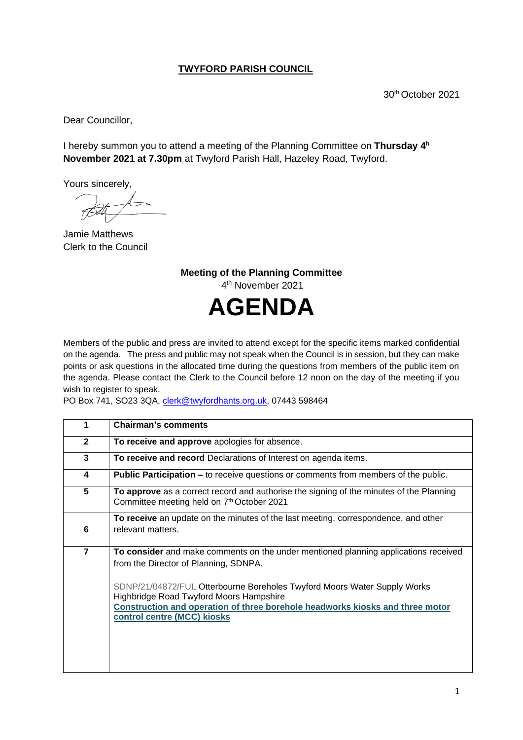# TWYFORD PARISH COUNCIL

30th October 2021

Dear Councillor,

I hereby summon you to attend a meeting of the Planning Committee on **Thursday 4h November 2021 at 7.30pm** at Twyford Parish Hall, Hazeley Road, Twyford.

Yours sincerely,

Jamie Matthews
Clerk to the Council

**Meeting of the Planning Committee**
4th November 2021

# AGENDA

Members of the public and press are invited to attend except for the specific items marked confidential on the agenda. The press and public may not speak when the Council is in session, but they can make points or ask questions in the allocated time during the questions from members of the public item on the agenda. Please contact the Clerk to the Council before 12 noon on the day of the meeting if you wish to register to speak.
PO Box 741, SO23 3QA, clerk@twyfordhants.org.uk, 07443 598464

| 1 | **Chairman's comments** |
|---|---|
| **2** | **To receive and approve** apologies for absence. |
| **3** | **To receive and record** Declarations of Interest on agenda items. |
| **4** | **Public Participation –** to receive questions or comments from members of the public. |
| **5** | **To approve** as a correct record and authorise the signing of the minutes of the Planning Committee meeting held on 7th October 2021 |
| **6** | **To receive** an update on the minutes of the last meeting, correspondence, and other relevant matters. |
| **7** | **To consider** and make comments on the under mentioned planning applications received from the Director of Planning, SDNPA.<br><br>SDNP/21/04872/FUL Otterbourne Boreholes Twyford Moors Water Supply Works Highbridge Road Twyford Moors Hampshire<br>**Construction and operation of three borehole headworks kiosks and three motor control centre (MCC) kiosks** |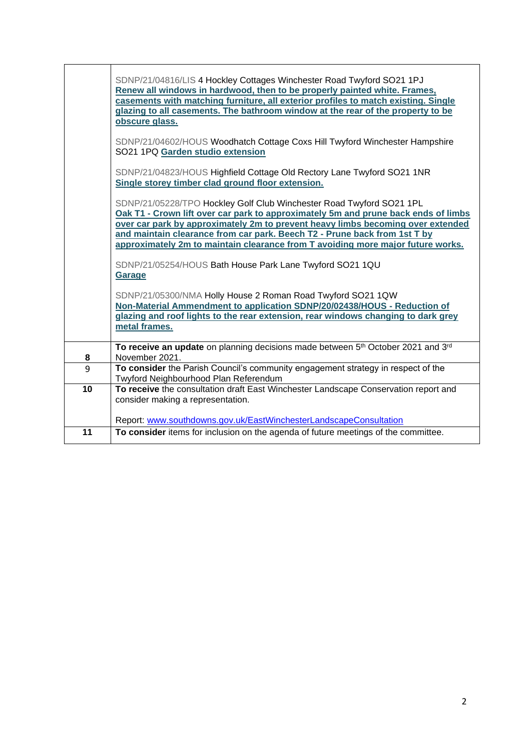| | |
|---|---|
| | SDNP/21/04816/LIS 4 Hockley Cottages Winchester Road Twyford SO21 1PJ **Renew all windows in hardwood, then to be properly painted white. Frames, casements with matching furniture, all exterior profiles to match existing. Single glazing to all casements. The bathroom window at the rear of the property to be obscure glass.**<br><br>SDNP/21/04602/HOUS Woodhatch Cottage Coxs Hill Twyford Winchester Hampshire SO21 1PQ **Garden studio extension**<br><br>SDNP/21/04823/HOUS Highfield Cottage Old Rectory Lane Twyford SO21 1NR **Single storey timber clad ground floor extension.**<br><br>SDNP/21/05228/TPO Hockley Golf Club Winchester Road Twyford SO21 1PL **Oak T1 - Crown lift over car park to approximately 5m and prune back ends of limbs over car park by approximately 2m to prevent heavy limbs becoming over extended and maintain clearance from car park. Beech T2 - Prune back from 1st T by approximately 2m to maintain clearance from T avoiding more major future works.**<br><br>SDNP/21/05254/HOUS Bath House Park Lane Twyford SO21 1QU **Garage**<br><br>SDNP/21/05300/NMA Holly House 2 Roman Road Twyford SO21 1QW **Non-Material Ammendment to application SDNP/20/02438/HOUS - Reduction of glazing and roof lights to the rear extension, rear windows changing to dark grey metal frames.** |
| **8** | **To receive an update** on planning decisions made between 5th October 2021 and 3rd November 2021. |
| 9 | **To consider** the Parish Council's community engagement strategy in respect of the Twyford Neighbourhood Plan Referendum |
| **10** | **To receive** the consultation draft East Winchester Landscape Conservation report and consider making a representation.<br><br>Report: www.southdowns.gov.uk/EastWinchesterLandscapeConsultation |
| **11** | **To consider** items for inclusion on the agenda of future meetings of the committee. |